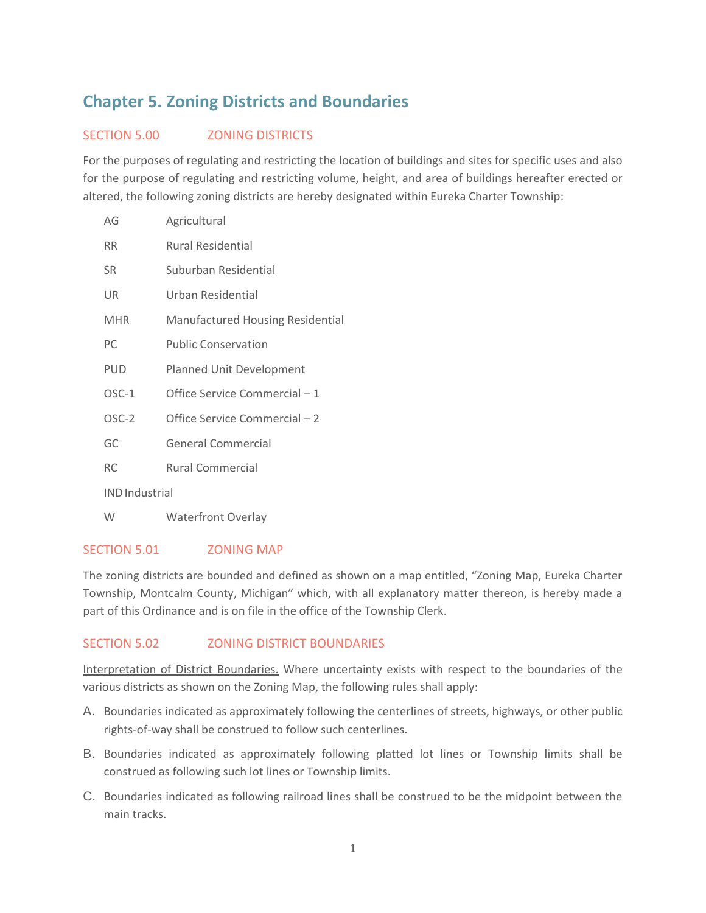# Chapter 5. Zoning Districts and Boundaries

## SECTION 5.00 ZONING DISTRICTS

For the purposes of regulating and restricting the location of buildings and sites for specific uses and also for the purpose of regulating and restricting volume, height, and area of buildings hereafter erected or altered, the following zoning districts are hereby designated within Eureka Charter Township:

| | |
|---|---|
| AG | Agricultural |
| RR | Rural Residential |
| SR | Suburban Residential |
| UR | Urban Residential |
| MHR | Manufactured Housing Residential |
| PC | Public Conservation |
| PUD | Planned Unit Development |
| OSC-1 | Office Service Commercial – 1 |
| OSC-2 | Office Service Commercial – 2 |
| GC | General Commercial |
| RC | Rural Commercial |
| IND | Industrial |
| W | Waterfront Overlay |

## SECTION 5.01 ZONING MAP

The zoning districts are bounded and defined as shown on a map entitled, "Zoning Map, Eureka Charter Township, Montcalm County, Michigan" which, with all explanatory matter thereon, is hereby made a part of this Ordinance and is on file in the office of the Township Clerk.

## SECTION 5.02 ZONING DISTRICT BOUNDARIES

<u>Interpretation of District Boundaries.</u> Where uncertainty exists with respect to the boundaries of the various districts as shown on the Zoning Map, the following rules shall apply:

A. Boundaries indicated as approximately following the centerlines of streets, highways, or other public rights-of-way shall be construed to follow such centerlines.

B. Boundaries indicated as approximately following platted lot lines or Township limits shall be construed as following such lot lines or Township limits.

C. Boundaries indicated as following railroad lines shall be construed to be the midpoint between the main tracks.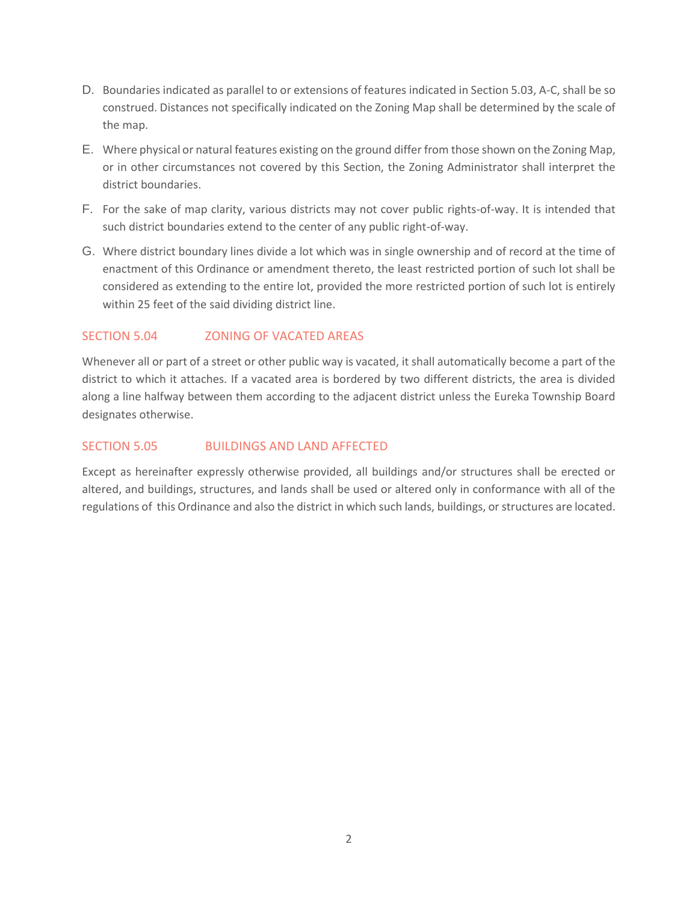D. Boundaries indicated as parallel to or extensions of features indicated in Section 5.03, A-C, shall be so construed. Distances not specifically indicated on the Zoning Map shall be determined by the scale of the map.

E. Where physical or natural features existing on the ground differ from those shown on the Zoning Map, or in other circumstances not covered by this Section, the Zoning Administrator shall interpret the district boundaries.

F. For the sake of map clarity, various districts may not cover public rights-of-way. It is intended that such district boundaries extend to the center of any public right-of-way.

G. Where district boundary lines divide a lot which was in single ownership and of record at the time of enactment of this Ordinance or amendment thereto, the least restricted portion of such lot shall be considered as extending to the entire lot, provided the more restricted portion of such lot is entirely within 25 feet of the said dividing district line.

## SECTION 5.04 ZONING OF VACATED AREAS

Whenever all or part of a street or other public way is vacated, it shall automatically become a part of the district to which it attaches. If a vacated area is bordered by two different districts, the area is divided along a line halfway between them according to the adjacent district unless the Eureka Township Board designates otherwise.

## SECTION 5.05 BUILDINGS AND LAND AFFECTED

Except as hereinafter expressly otherwise provided, all buildings and/or structures shall be erected or altered, and buildings, structures, and lands shall be used or altered only in conformance with all of the regulations of this Ordinance and also the district in which such lands, buildings, or structures are located.